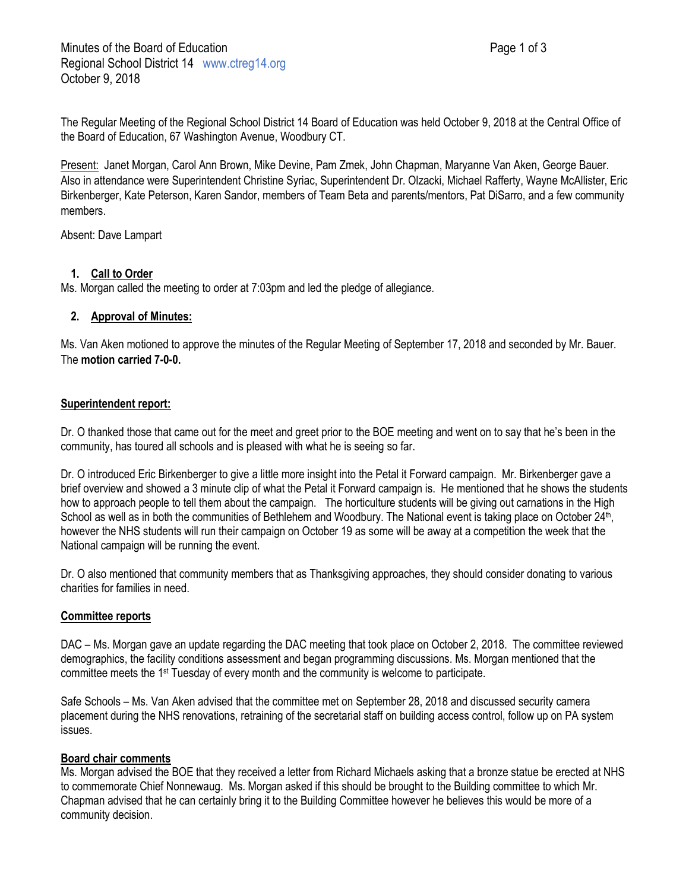Minutes of the Board of Education
Regional School District 14 www.ctreg14.org
October 9, 2018

The Regular Meeting of the Regional School District 14 Board of Education was held October 9, 2018 at the Central Office of the Board of Education, 67 Washington Avenue, Woodbury CT.

Present: Janet Morgan, Carol Ann Brown, Mike Devine, Pam Zmek, John Chapman, Maryanne Van Aken, George Bauer. Also in attendance were Superintendent Christine Syriac, Superintendent Dr. Olzacki, Michael Rafferty, Wayne McAllister, Eric Birkenberger, Kate Peterson, Karen Sandor, members of Team Beta and parents/mentors, Pat DiSarro, and a few community members.

Absent: Dave Lampart

1. **Call to Order**

Ms. Morgan called the meeting to order at 7:03pm and led the pledge of allegiance.

2. **Approval of Minutes:**

Ms. Van Aken motioned to approve the minutes of the Regular Meeting of September 17, 2018 and seconded by Mr. Bauer. The **motion carried 7-0-0.**

**Superintendent report:**

Dr. O thanked those that came out for the meet and greet prior to the BOE meeting and went on to say that he's been in the community, has toured all schools and is pleased with what he is seeing so far.

Dr. O introduced Eric Birkenberger to give a little more insight into the Petal it Forward campaign. Mr. Birkenberger gave a brief overview and showed a 3 minute clip of what the Petal it Forward campaign is. He mentioned that he shows the students how to approach people to tell them about the campaign. The horticulture students will be giving out carnations in the High School as well as in both the communities of Bethlehem and Woodbury. The National event is taking place on October 24th, however the NHS students will run their campaign on October 19 as some will be away at a competition the week that the National campaign will be running the event.

Dr. O also mentioned that community members that as Thanksgiving approaches, they should consider donating to various charities for families in need.

**Committee reports**

DAC – Ms. Morgan gave an update regarding the DAC meeting that took place on October 2, 2018. The committee reviewed demographics, the facility conditions assessment and began programming discussions. Ms. Morgan mentioned that the committee meets the 1st Tuesday of every month and the community is welcome to participate.

Safe Schools – Ms. Van Aken advised that the committee met on September 28, 2018 and discussed security camera placement during the NHS renovations, retraining of the secretarial staff on building access control, follow up on PA system issues.

**Board chair comments**

Ms. Morgan advised the BOE that they received a letter from Richard Michaels asking that a bronze statue be erected at NHS to commemorate Chief Nonnewaug. Ms. Morgan asked if this should be brought to the Building committee to which Mr. Chapman advised that he can certainly bring it to the Building Committee however he believes this would be more of a community decision.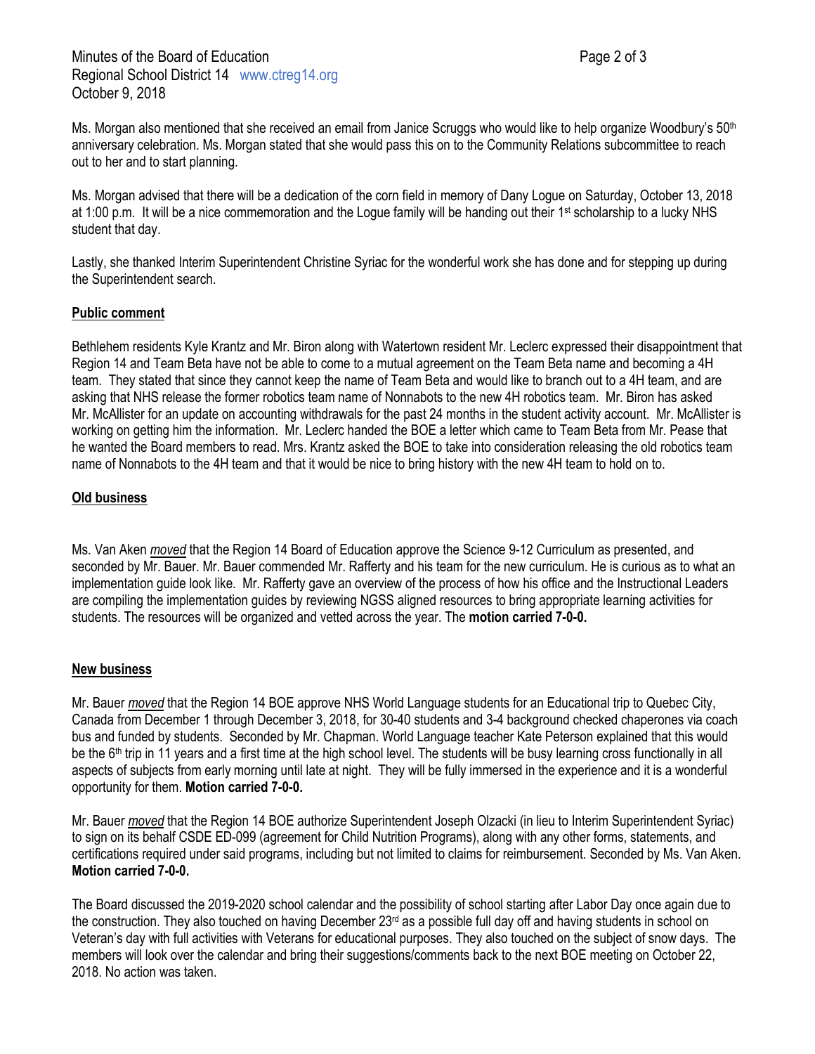Ms. Morgan also mentioned that she received an email from Janice Scruggs who would like to help organize Woodbury's 50th anniversary celebration. Ms. Morgan stated that she would pass this on to the Community Relations subcommittee to reach out to her and to start planning.

Ms. Morgan advised that there will be a dedication of the corn field in memory of Dany Logue on Saturday, October 13, 2018 at 1:00 p.m. It will be a nice commemoration and the Logue family will be handing out their 1st scholarship to a lucky NHS student that day.

Lastly, she thanked Interim Superintendent Christine Syriac for the wonderful work she has done and for stepping up during the Superintendent search.

**Public comment**

Bethlehem residents Kyle Krantz and Mr. Biron along with Watertown resident Mr. Leclerc expressed their disappointment that Region 14 and Team Beta have not be able to come to a mutual agreement on the Team Beta name and becoming a 4H team. They stated that since they cannot keep the name of Team Beta and would like to branch out to a 4H team, and are asking that NHS release the former robotics team name of Nonnabots to the new 4H robotics team. Mr. Biron has asked Mr. McAllister for an update on accounting withdrawals for the past 24 months in the student activity account. Mr. McAllister is working on getting him the information. Mr. Leclerc handed the BOE a letter which came to Team Beta from Mr. Pease that he wanted the Board members to read. Mrs. Krantz asked the BOE to take into consideration releasing the old robotics team name of Nonnabots to the 4H team and that it would be nice to bring history with the new 4H team to hold on to.

**Old business**

Ms. Van Aken ***moved*** that the Region 14 Board of Education approve the Science 9-12 Curriculum as presented, and seconded by Mr. Bauer. Mr. Bauer commended Mr. Rafferty and his team for the new curriculum. He is curious as to what an implementation guide look like. Mr. Rafferty gave an overview of the process of how his office and the Instructional Leaders are compiling the implementation guides by reviewing NGSS aligned resources to bring appropriate learning activities for students. The resources will be organized and vetted across the year. The **motion carried 7-0-0.**

**New business**

Mr. Bauer ***moved*** that the Region 14 BOE approve NHS World Language students for an Educational trip to Quebec City, Canada from December 1 through December 3, 2018, for 30-40 students and 3-4 background checked chaperones via coach bus and funded by students. Seconded by Mr. Chapman. World Language teacher Kate Peterson explained that this would be the 6th trip in 11 years and a first time at the high school level. The students will be busy learning cross functionally in all aspects of subjects from early morning until late at night. They will be fully immersed in the experience and it is a wonderful opportunity for them. **Motion carried 7-0-0.**

Mr. Bauer ***moved*** that the Region 14 BOE authorize Superintendent Joseph Olzacki (in lieu to Interim Superintendent Syriac) to sign on its behalf CSDE ED-099 (agreement for Child Nutrition Programs), along with any other forms, statements, and certifications required under said programs, including but not limited to claims for reimbursement. Seconded by Ms. Van Aken. **Motion carried 7-0-0.**

The Board discussed the 2019-2020 school calendar and the possibility of school starting after Labor Day once again due to the construction. They also touched on having December 23rd as a possible full day off and having students in school on Veteran's day with full activities with Veterans for educational purposes. They also touched on the subject of snow days. The members will look over the calendar and bring their suggestions/comments back to the next BOE meeting on October 22, 2018. No action was taken.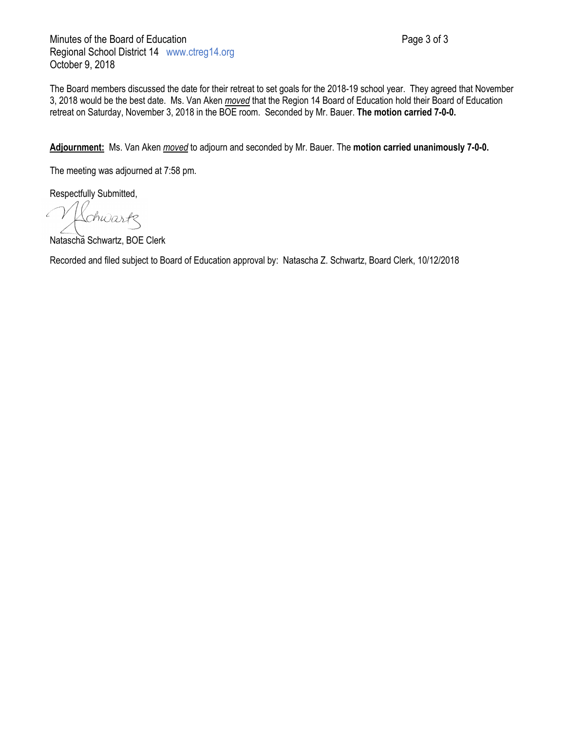The Board members discussed the date for their retreat to set goals for the 2018-19 school year. They agreed that November 3, 2018 would be the best date. Ms. Van Aken *moved* that the Region 14 Board of Education hold their Board of Education retreat on Saturday, November 3, 2018 in the BOE room. Seconded by Mr. Bauer. **The motion carried 7-0-0.**

**Adjournment:** Ms. Van Aken *moved* to adjourn and seconded by Mr. Bauer. The **motion carried unanimously 7-0-0.**

The meeting was adjourned at 7:58 pm.

Respectfully Submitted,

Natascha Schwartz, BOE Clerk

Recorded and filed subject to Board of Education approval by: Natascha Z. Schwartz, Board Clerk, 10/12/2018